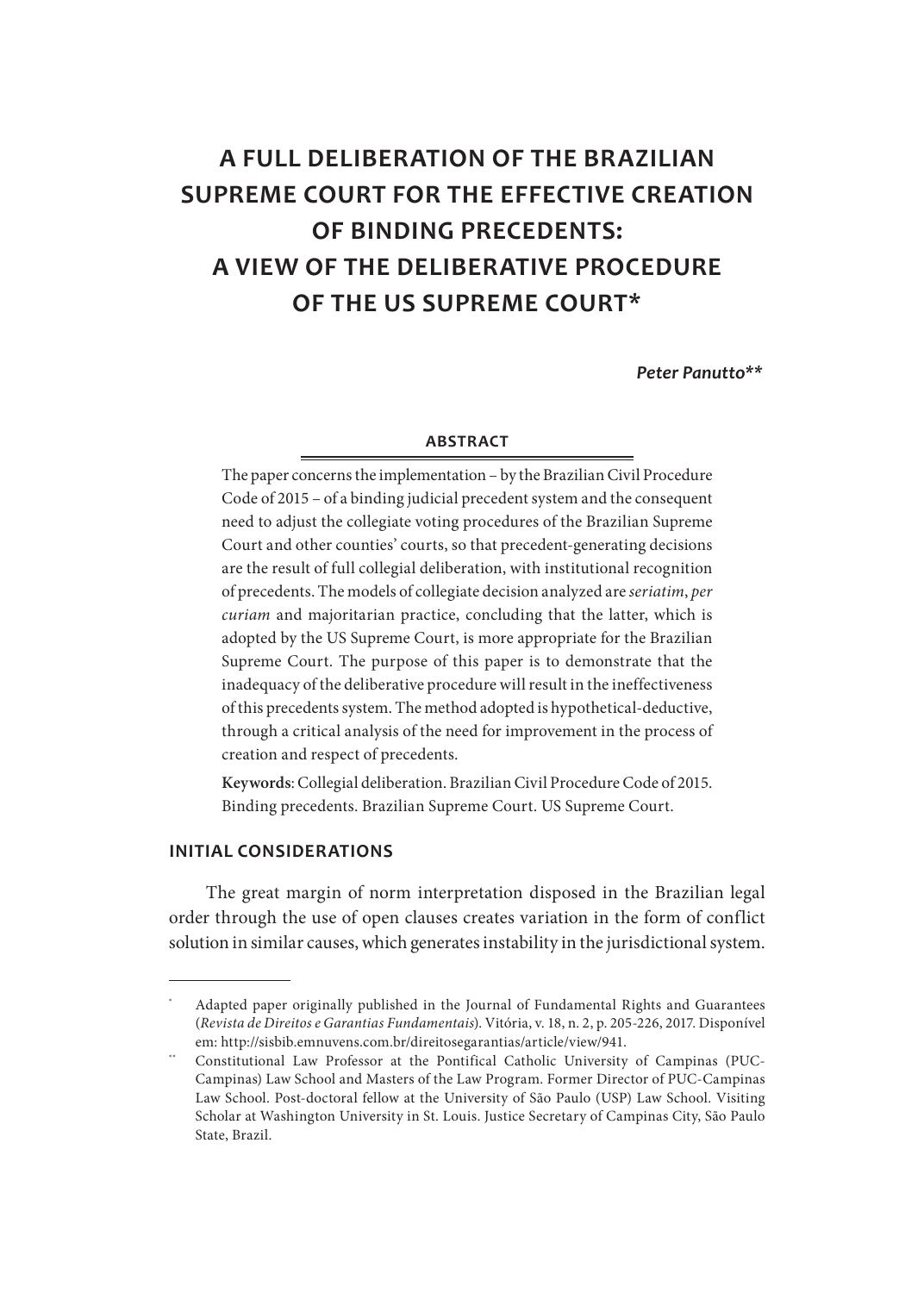# A FULL DELIBERATION OF THE BRAZILIAN SUPREME COURT FOR THE EFFECTIVE CREATION OF BINDING PRECEDENTS: A VIEW OF THE DELIBERATIVE PROCEDURE OF THE US SUPREME COURT*

***Peter Panutto*****

## ABSTRACT

The paper concerns the implementation – by the Brazilian Civil Procedure Code of 2015 – of a binding judicial precedent system and the consequent need to adjust the collegiate voting procedures of the Brazilian Supreme Court and other counties' courts, so that precedent-generating decisions are the result of full collegial deliberation, with institutional recognition of precedents. The models of collegiate decision analyzed are *seriatim*, *per curiam* and majoritarian practice, concluding that the latter, which is adopted by the US Supreme Court, is more appropriate for the Brazilian Supreme Court. The purpose of this paper is to demonstrate that the inadequacy of the deliberative procedure will result in the ineffectiveness of this precedents system. The method adopted is hypothetical-deductive, through a critical analysis of the need for improvement in the process of creation and respect of precedents.

**Keywords**: Collegial deliberation. Brazilian Civil Procedure Code of 2015. Binding precedents. Brazilian Supreme Court. US Supreme Court.

## INITIAL CONSIDERATIONS

The great margin of norm interpretation disposed in the Brazilian legal order through the use of open clauses creates variation in the form of conflict solution in similar causes, which generates instability in the jurisdictional system.

---

* Adapted paper originally published in the Journal of Fundamental Rights and Guarantees (*Revista de Direitos e Garantias Fundamentais*). Vitória, v. 18, n. 2, p. 205-226, 2017. Disponível em: http://sisbib.emnuvens.com.br/direitosegarantias/article/view/941.

** Constitutional Law Professor at the Pontifical Catholic University of Campinas (PUC-Campinas) Law School and Masters of the Law Program. Former Director of PUC-Campinas Law School. Post-doctoral fellow at the University of São Paulo (USP) Law School. Visiting Scholar at Washington University in St. Louis. Justice Secretary of Campinas City, São Paulo State, Brazil.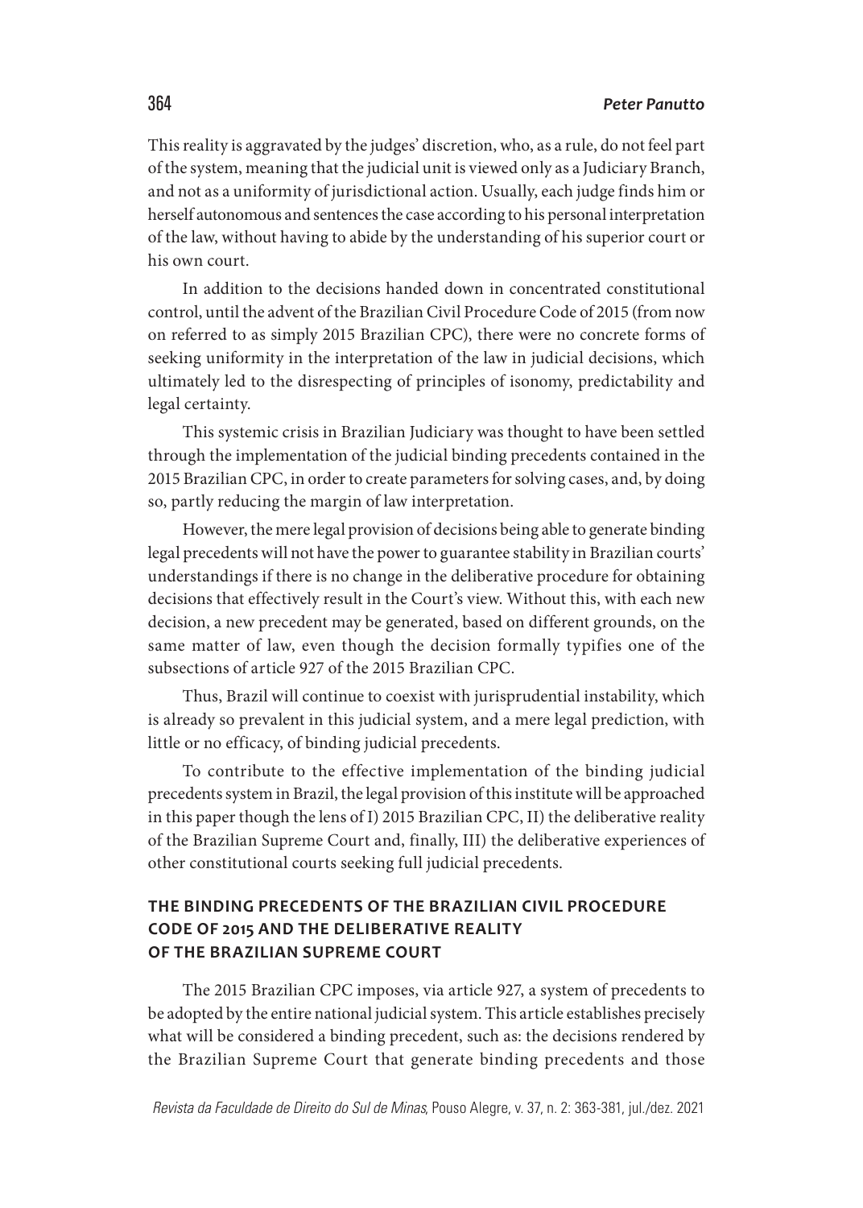This reality is aggravated by the judges' discretion, who, as a rule, do not feel part of the system, meaning that the judicial unit is viewed only as a Judiciary Branch, and not as a uniformity of jurisdictional action. Usually, each judge finds him or herself autonomous and sentences the case according to his personal interpretation of the law, without having to abide by the understanding of his superior court or his own court.

In addition to the decisions handed down in concentrated constitutional control, until the advent of the Brazilian Civil Procedure Code of 2015 (from now on referred to as simply 2015 Brazilian CPC), there were no concrete forms of seeking uniformity in the interpretation of the law in judicial decisions, which ultimately led to the disrespecting of principles of isonomy, predictability and legal certainty.

This systemic crisis in Brazilian Judiciary was thought to have been settled through the implementation of the judicial binding precedents contained in the 2015 Brazilian CPC, in order to create parameters for solving cases, and, by doing so, partly reducing the margin of law interpretation.

However, the mere legal provision of decisions being able to generate binding legal precedents will not have the power to guarantee stability in Brazilian courts' understandings if there is no change in the deliberative procedure for obtaining decisions that effectively result in the Court's view. Without this, with each new decision, a new precedent may be generated, based on different grounds, on the same matter of law, even though the decision formally typifies one of the subsections of article 927 of the 2015 Brazilian CPC.

Thus, Brazil will continue to coexist with jurisprudential instability, which is already so prevalent in this judicial system, and a mere legal prediction, with little or no efficacy, of binding judicial precedents.

To contribute to the effective implementation of the binding judicial precedents system in Brazil, the legal provision of this institute will be approached in this paper though the lens of I) 2015 Brazilian CPC, II) the deliberative reality of the Brazilian Supreme Court and, finally, III) the deliberative experiences of other constitutional courts seeking full judicial precedents.

## THE BINDING PRECEDENTS OF THE BRAZILIAN CIVIL PROCEDURE CODE OF 2015 AND THE DELIBERATIVE REALITY OF THE BRAZILIAN SUPREME COURT

The 2015 Brazilian CPC imposes, via article 927, a system of precedents to be adopted by the entire national judicial system. This article establishes precisely what will be considered a binding precedent, such as: the decisions rendered by the Brazilian Supreme Court that generate binding precedents and those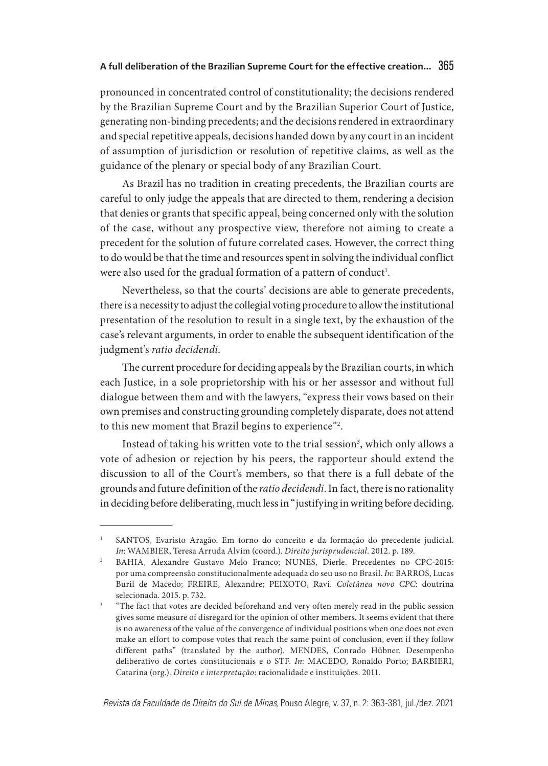pronounced in concentrated control of constitutionality; the decisions rendered by the Brazilian Supreme Court and by the Brazilian Superior Court of Justice, generating non-binding precedents; and the decisions rendered in extraordinary and special repetitive appeals, decisions handed down by any court in an incident of assumption of jurisdiction or resolution of repetitive claims, as well as the guidance of the plenary or special body of any Brazilian Court.

As Brazil has no tradition in creating precedents, the Brazilian courts are careful to only judge the appeals that are directed to them, rendering a decision that denies or grants that specific appeal, being concerned only with the solution of the case, without any prospective view, therefore not aiming to create a precedent for the solution of future correlated cases. However, the correct thing to do would be that the time and resources spent in solving the individual conflict were also used for the gradual formation of a pattern of conduct[1].

Nevertheless, so that the courts' decisions are able to generate precedents, there is a necessity to adjust the collegial voting procedure to allow the institutional presentation of the resolution to result in a single text, by the exhaustion of the case's relevant arguments, in order to enable the subsequent identification of the judgment's *ratio decidendi*.

The current procedure for deciding appeals by the Brazilian courts, in which each Justice, in a sole proprietorship with his or her assessor and without full dialogue between them and with the lawyers, "express their vows based on their own premises and constructing grounding completely disparate, does not attend to this new moment that Brazil begins to experience"[2].

Instead of taking his written vote to the trial session[3], which only allows a vote of adhesion or rejection by his peers, the rapporteur should extend the discussion to all of the Court's members, so that there is a full debate of the grounds and future definition of the *ratio decidendi*. In fact, there is no rationality in deciding before deliberating, much less in "justifying in writing before deciding.

---

[1] SANTOS, Evaristo Aragão. Em torno do conceito e da formação do precedente judicial. *In*: WAMBIER, Teresa Arruda Alvim (coord.). *Direito jurisprudencial*. 2012. p. 189.

[2] BAHIA, Alexandre Gustavo Melo Franco; NUNES, Dierle. Precedentes no CPC-2015: por uma compreensão constitucionalmente adequada do seu uso no Brasil. *In*: BARROS, Lucas Buril de Macedo; FREIRE, Alexandre; PEIXOTO, Ravi. *Coletânea novo CPC*: doutrina selecionada. 2015. p. 732.

[3] "The fact that votes are decided beforehand and very often merely read in the public session gives some measure of disregard for the opinion of other members. It seems evident that there is no awareness of the value of the convergence of individual positions when one does not even make an effort to compose votes that reach the same point of conclusion, even if they follow different paths" (translated by the author). MENDES, Conrado Hübner. Desempenho deliberativo de cortes constitucionais e o STF. *In*: MACEDO, Ronaldo Porto; BARBIERI, Catarina (org.). *Direito e interpretação*: racionalidade e instituições. 2011.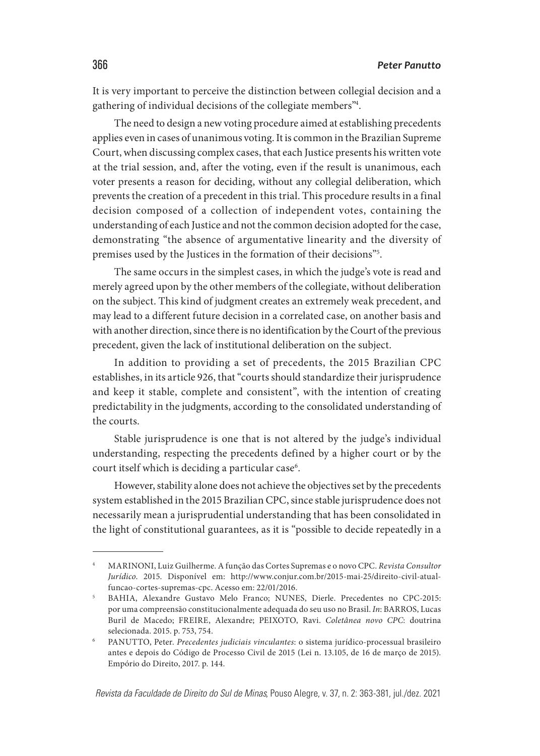It is very important to perceive the distinction between collegial decision and a gathering of individual decisions of the collegiate members"[4].

The need to design a new voting procedure aimed at establishing precedents applies even in cases of unanimous voting. It is common in the Brazilian Supreme Court, when discussing complex cases, that each Justice presents his written vote at the trial session, and, after the voting, even if the result is unanimous, each voter presents a reason for deciding, without any collegial deliberation, which prevents the creation of a precedent in this trial. This procedure results in a final decision composed of a collection of independent votes, containing the understanding of each Justice and not the common decision adopted for the case, demonstrating "the absence of argumentative linearity and the diversity of premises used by the Justices in the formation of their decisions"[5].

The same occurs in the simplest cases, in which the judge's vote is read and merely agreed upon by the other members of the collegiate, without deliberation on the subject. This kind of judgment creates an extremely weak precedent, and may lead to a different future decision in a correlated case, on another basis and with another direction, since there is no identification by the Court of the previous precedent, given the lack of institutional deliberation on the subject.

In addition to providing a set of precedents, the 2015 Brazilian CPC establishes, in its article 926, that "courts should standardize their jurisprudence and keep it stable, complete and consistent", with the intention of creating predictability in the judgments, according to the consolidated understanding of the courts.

Stable jurisprudence is one that is not altered by the judge's individual understanding, respecting the precedents defined by a higher court or by the court itself which is deciding a particular case[6].

However, stability alone does not achieve the objectives set by the precedents system established in the 2015 Brazilian CPC, since stable jurisprudence does not necessarily mean a jurisprudential understanding that has been consolidated in the light of constitutional guarantees, as it is "possible to decide repeatedly in a

---

[4] MARINONI, Luiz Guilherme. A função das Cortes Supremas e o novo CPC. *Revista Consultor Jurídico*. 2015. Disponível em: http://www.conjur.com.br/2015-mai-25/direito-civil-atual-funcao-cortes-supremas-cpc. Acesso em: 22/01/2016.

[5] BAHIA, Alexandre Gustavo Melo Franco; NUNES, Dierle. Precedentes no CPC-2015: por uma compreensão constitucionalmente adequada do seu uso no Brasil. *In*: BARROS, Lucas Buril de Macedo; FREIRE, Alexandre; PEIXOTO, Ravi. *Coletânea novo CPC*: doutrina selecionada. 2015. p. 753, 754.

[6] PANUTTO, Peter. *Precedentes judiciais vinculantes*: o sistema jurídico-processual brasileiro antes e depois do Código de Processo Civil de 2015 (Lei n. 13.105, de 16 de março de 2015). Empório do Direito, 2017. p. 144.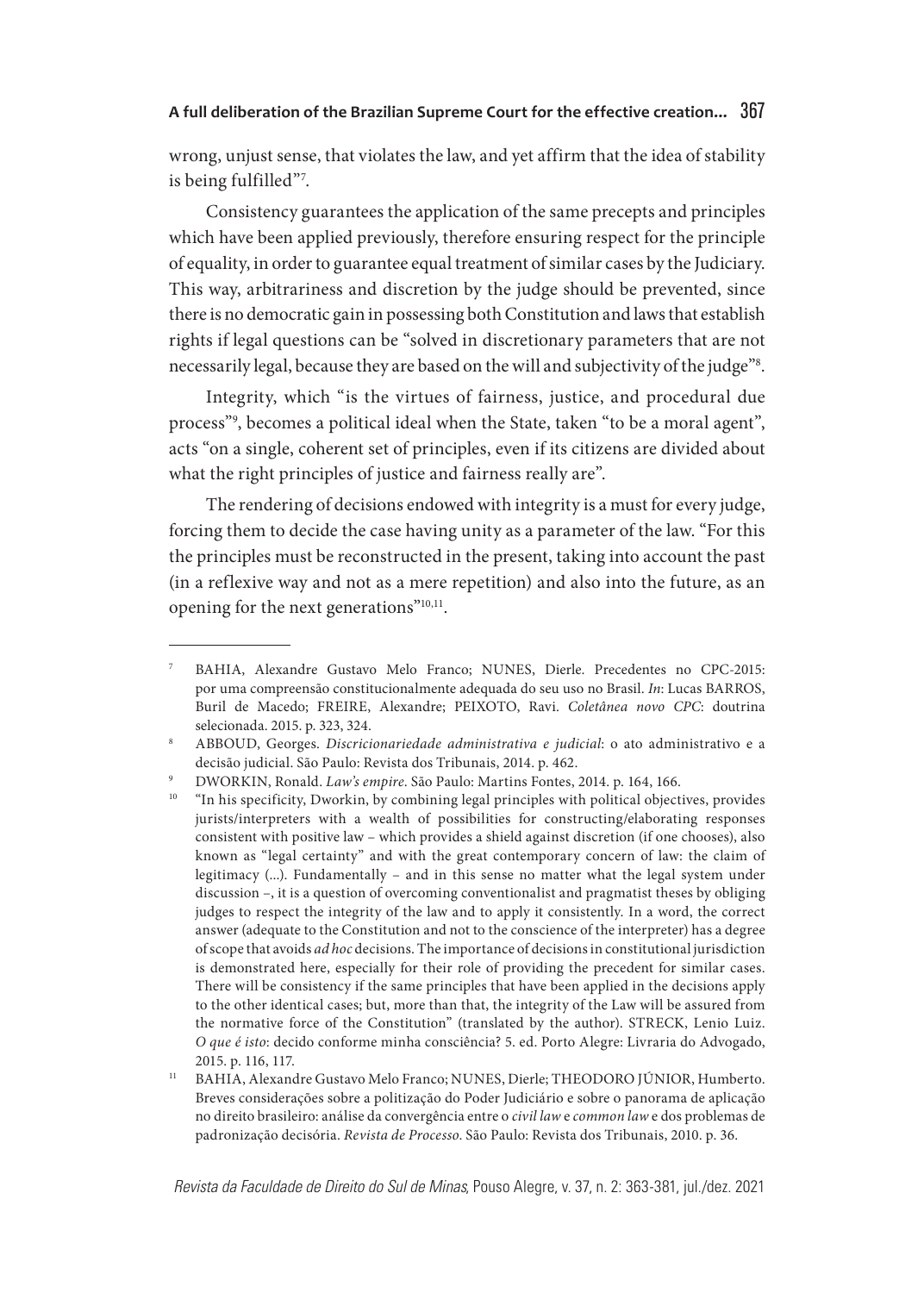wrong, unjust sense, that violates the law, and yet affirm that the idea of stability is being fulfilled"[7].

Consistency guarantees the application of the same precepts and principles which have been applied previously, therefore ensuring respect for the principle of equality, in order to guarantee equal treatment of similar cases by the Judiciary. This way, arbitrariness and discretion by the judge should be prevented, since there is no democratic gain in possessing both Constitution and laws that establish rights if legal questions can be "solved in discretionary parameters that are not necessarily legal, because they are based on the will and subjectivity of the judge"[8].

Integrity, which "is the virtues of fairness, justice, and procedural due process"[9], becomes a political ideal when the State, taken "to be a moral agent", acts "on a single, coherent set of principles, even if its citizens are divided about what the right principles of justice and fairness really are".

The rendering of decisions endowed with integrity is a must for every judge, forcing them to decide the case having unity as a parameter of the law. "For this the principles must be reconstructed in the present, taking into account the past (in a reflexive way and not as a mere repetition) and also into the future, as an opening for the next generations"[10,11].

---

[7] BAHIA, Alexandre Gustavo Melo Franco; NUNES, Dierle. Precedentes no CPC-2015: por uma compreensão constitucionalmente adequada do seu uso no Brasil. *In*: Lucas BARROS, Buril de Macedo; FREIRE, Alexandre; PEIXOTO, Ravi. *Coletânea novo CPC*: doutrina selecionada. 2015. p. 323, 324.

[8] ABBOUD, Georges. *Discricionariedade administrativa e judicial*: o ato administrativo e a decisão judicial. São Paulo: Revista dos Tribunais, 2014. p. 462.

[9] DWORKIN, Ronald. *Law's empire*. São Paulo: Martins Fontes, 2014. p. 164, 166.

[10] "In his specificity, Dworkin, by combining legal principles with political objectives, provides jurists/interpreters with a wealth of possibilities for constructing/elaborating responses consistent with positive law – which provides a shield against discretion (if one chooses), also known as "legal certainty" and with the great contemporary concern of law: the claim of legitimacy (...). Fundamentally – and in this sense no matter what the legal system under discussion –, it is a question of overcoming conventionalist and pragmatist theses by obliging judges to respect the integrity of the law and to apply it consistently. In a word, the correct answer (adequate to the Constitution and not to the conscience of the interpreter) has a degree of scope that avoids *ad hoc* decisions. The importance of decisions in constitutional jurisdiction is demonstrated here, especially for their role of providing the precedent for similar cases. There will be consistency if the same principles that have been applied in the decisions apply to the other identical cases; but, more than that, the integrity of the Law will be assured from the normative force of the Constitution" (translated by the author). STRECK, Lenio Luiz. *O que é isto*: decido conforme minha consciência? 5. ed. Porto Alegre: Livraria do Advogado, 2015. p. 116, 117.

[11] BAHIA, Alexandre Gustavo Melo Franco; NUNES, Dierle; THEODORO JÚNIOR, Humberto. Breves considerações sobre a politização do Poder Judiciário e sobre o panorama de aplicação no direito brasileiro: análise da convergência entre o *civil law* e *common law* e dos problemas de padronização decisória. *Revista de Processo*. São Paulo: Revista dos Tribunais, 2010. p. 36.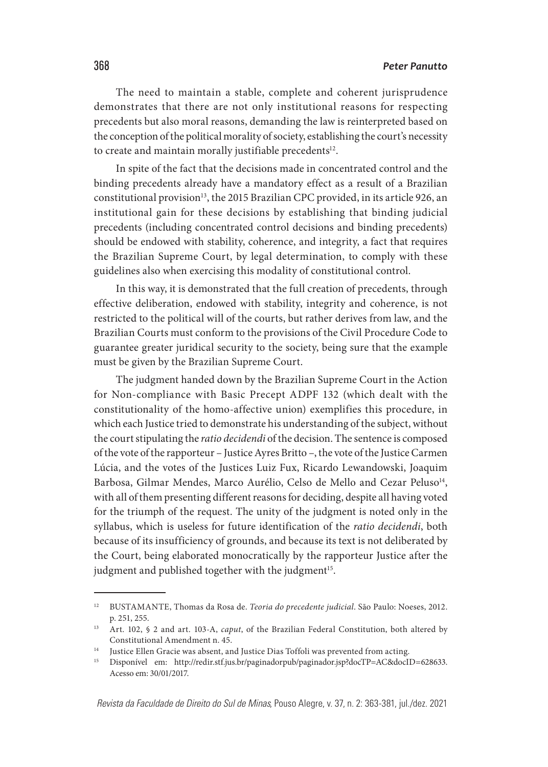The need to maintain a stable, complete and coherent jurisprudence demonstrates that there are not only institutional reasons for respecting precedents but also moral reasons, demanding the law is reinterpreted based on the conception of the political morality of society, establishing the court's necessity to create and maintain morally justifiable precedents[12].

In spite of the fact that the decisions made in concentrated control and the binding precedents already have a mandatory effect as a result of a Brazilian constitutional provision[13], the 2015 Brazilian CPC provided, in its article 926, an institutional gain for these decisions by establishing that binding judicial precedents (including concentrated control decisions and binding precedents) should be endowed with stability, coherence, and integrity, a fact that requires the Brazilian Supreme Court, by legal determination, to comply with these guidelines also when exercising this modality of constitutional control.

In this way, it is demonstrated that the full creation of precedents, through effective deliberation, endowed with stability, integrity and coherence, is not restricted to the political will of the courts, but rather derives from law, and the Brazilian Courts must conform to the provisions of the Civil Procedure Code to guarantee greater juridical security to the society, being sure that the example must be given by the Brazilian Supreme Court.

The judgment handed down by the Brazilian Supreme Court in the Action for Non-compliance with Basic Precept ADPF 132 (which dealt with the constitutionality of the homo-affective union) exemplifies this procedure, in which each Justice tried to demonstrate his understanding of the subject, without the court stipulating the *ratio decidendi* of the decision. The sentence is composed of the vote of the rapporteur – Justice Ayres Britto –, the vote of the Justice Carmen Lúcia, and the votes of the Justices Luiz Fux, Ricardo Lewandowski, Joaquim Barbosa, Gilmar Mendes, Marco Aurélio, Celso de Mello and Cezar Peluso[14], with all of them presenting different reasons for deciding, despite all having voted for the triumph of the request. The unity of the judgment is noted only in the syllabus, which is useless for future identification of the *ratio decidendi*, both because of its insufficiency of grounds, and because its text is not deliberated by the Court, being elaborated monocratically by the rapporteur Justice after the judgment and published together with the judgment[15].

---

[12] BUSTAMANTE, Thomas da Rosa de. *Teoria do precedente judicial*. São Paulo: Noeses, 2012. p. 251, 255.

[13] Art. 102, § 2 and art. 103-A, *caput*, of the Brazilian Federal Constitution, both altered by Constitutional Amendment n. 45.

[14] Justice Ellen Gracie was absent, and Justice Dias Toffoli was prevented from acting.

[15] Disponível em: http://redir.stf.jus.br/paginadorpub/paginador.jsp?docTP=AC&docID=628633. Acesso em: 30/01/2017.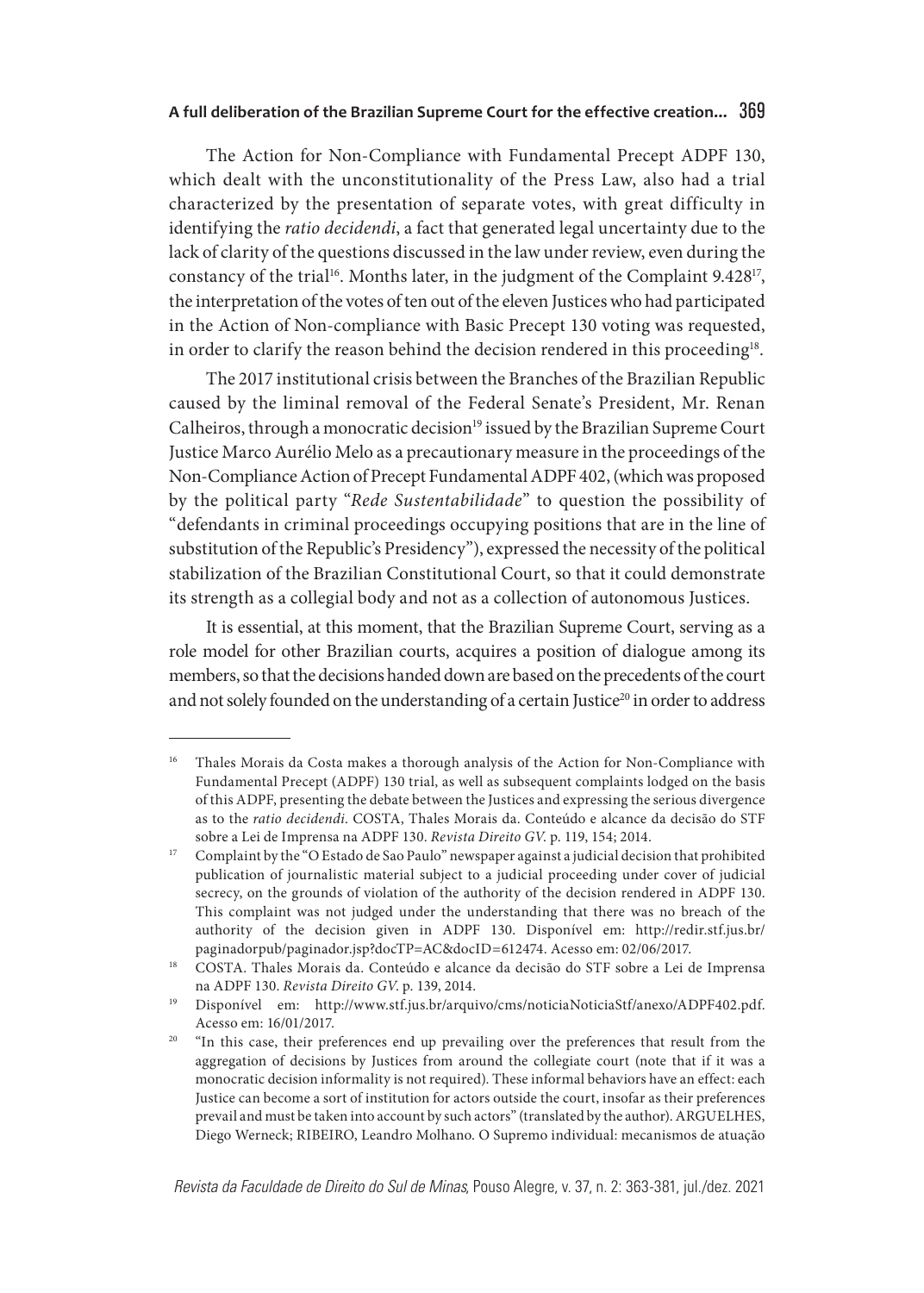The Action for Non-Compliance with Fundamental Precept ADPF 130, which dealt with the unconstitutionality of the Press Law, also had a trial characterized by the presentation of separate votes, with great difficulty in identifying the *ratio decidendi*, a fact that generated legal uncertainty due to the lack of clarity of the questions discussed in the law under review, even during the constancy of the trial[16]. Months later, in the judgment of the Complaint 9.428[17], the interpretation of the votes of ten out of the eleven Justices who had participated in the Action of Non-compliance with Basic Precept 130 voting was requested, in order to clarify the reason behind the decision rendered in this proceeding[18].

The 2017 institutional crisis between the Branches of the Brazilian Republic caused by the liminal removal of the Federal Senate's President, Mr. Renan Calheiros, through a monocratic decision[19] issued by the Brazilian Supreme Court Justice Marco Aurélio Melo as a precautionary measure in the proceedings of the Non-Compliance Action of Precept Fundamental ADPF 402, (which was proposed by the political party "*Rede Sustentabilidade*" to question the possibility of "defendants in criminal proceedings occupying positions that are in the line of substitution of the Republic's Presidency"), expressed the necessity of the political stabilization of the Brazilian Constitutional Court, so that it could demonstrate its strength as a collegial body and not as a collection of autonomous Justices.

It is essential, at this moment, that the Brazilian Supreme Court, serving as a role model for other Brazilian courts, acquires a position of dialogue among its members, so that the decisions handed down are based on the precedents of the court and not solely founded on the understanding of a certain Justice[20] in order to address

---

[16] Thales Morais da Costa makes a thorough analysis of the Action for Non-Compliance with Fundamental Precept (ADPF) 130 trial, as well as subsequent complaints lodged on the basis of this ADPF, presenting the debate between the Justices and expressing the serious divergence as to the *ratio decidendi*. COSTA, Thales Morais da. Conteúdo e alcance da decisão do STF sobre a Lei de Imprensa na ADPF 130. *Revista Direito GV*. p. 119, 154; 2014.

[17] Complaint by the "O Estado de Sao Paulo" newspaper against a judicial decision that prohibited publication of journalistic material subject to a judicial proceeding under cover of judicial secrecy, on the grounds of violation of the authority of the decision rendered in ADPF 130. This complaint was not judged under the understanding that there was no breach of the authority of the decision given in ADPF 130. Disponível em: http://redir.stf.jus.br/paginadorpub/paginador.jsp?docTP=AC&docID=612474. Acesso em: 02/06/2017.

[18] COSTA. Thales Morais da. Conteúdo e alcance da decisão do STF sobre a Lei de Imprensa na ADPF 130. *Revista Direito GV*. p. 139, 2014.

[19] Disponível em: http://www.stf.jus.br/arquivo/cms/noticiaNoticiaStf/anexo/ADPF402.pdf. Acesso em: 16/01/2017.

[20] "In this case, their preferences end up prevailing over the preferences that result from the aggregation of decisions by Justices from around the collegiate court (note that if it was a monocratic decision informality is not required). These informal behaviors have an effect: each Justice can become a sort of institution for actors outside the court, insofar as their preferences prevail and must be taken into account by such actors" (translated by the author). ARGUELHES, Diego Werneck; RIBEIRO, Leandro Molhano. O Supremo individual: mecanismos de atuação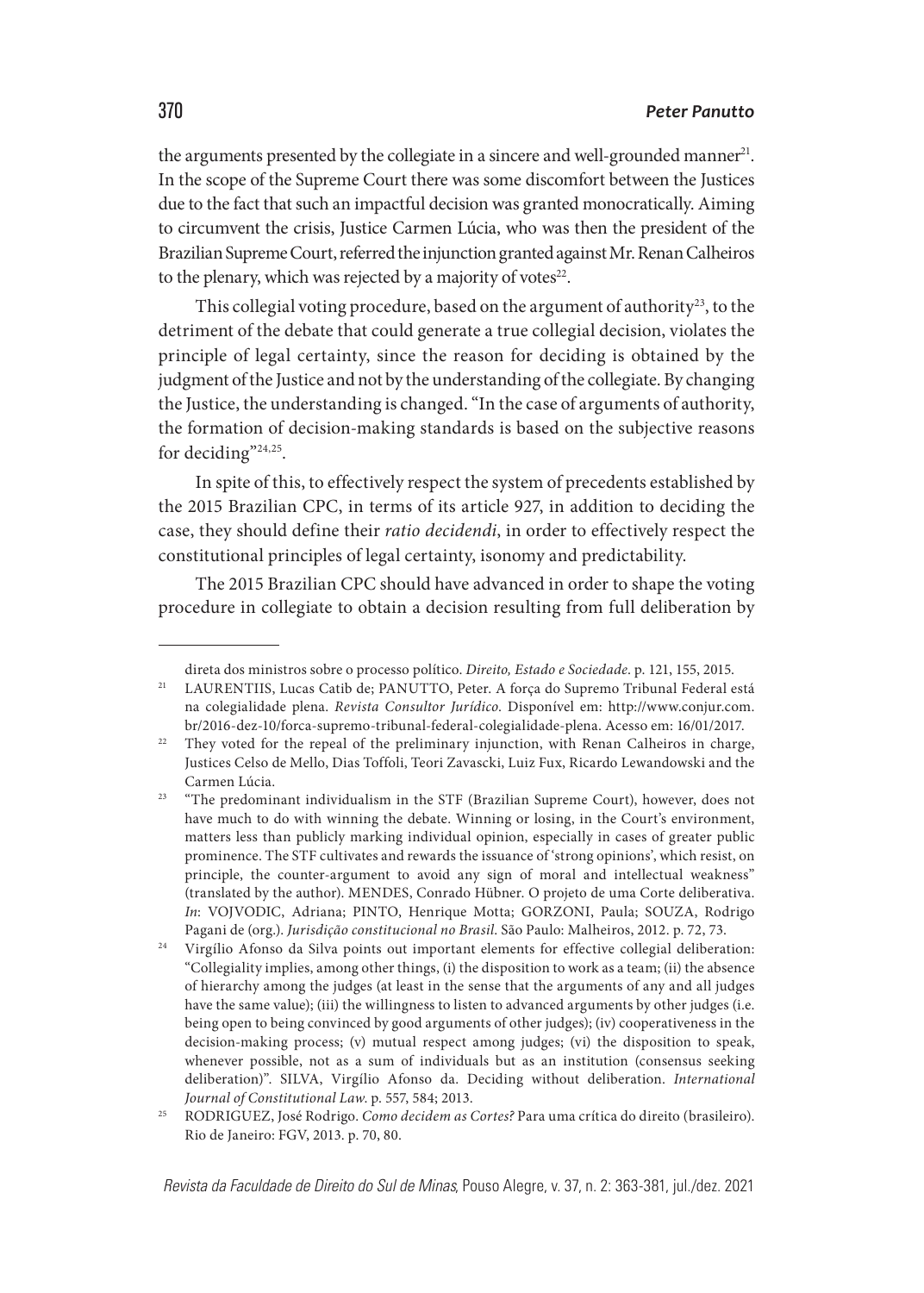the arguments presented by the collegiate in a sincere and well-grounded manner[21]. In the scope of the Supreme Court there was some discomfort between the Justices due to the fact that such an impactful decision was granted monocratically. Aiming to circumvent the crisis, Justice Carmen Lúcia, who was then the president of the Brazilian Supreme Court, referred the injunction granted against Mr. Renan Calheiros to the plenary, which was rejected by a majority of votes[22].

This collegial voting procedure, based on the argument of authority[23], to the detriment of the debate that could generate a true collegial decision, violates the principle of legal certainty, since the reason for deciding is obtained by the judgment of the Justice and not by the understanding of the collegiate. By changing the Justice, the understanding is changed. "In the case of arguments of authority, the formation of decision-making standards is based on the subjective reasons for deciding"[24,25].

In spite of this, to effectively respect the system of precedents established by the 2015 Brazilian CPC, in terms of its article 927, in addition to deciding the case, they should define their *ratio decidendi*, in order to effectively respect the constitutional principles of legal certainty, isonomy and predictability.

The 2015 Brazilian CPC should have advanced in order to shape the voting procedure in collegiate to obtain a decision resulting from full deliberation by

---

direta dos ministros sobre o processo político. *Direito, Estado e Sociedade*. p. 121, 155, 2015.

[21] LAURENTIIS, Lucas Catib de; PANUTTO, Peter. A força do Supremo Tribunal Federal está na colegialidade plena. *Revista Consultor Jurídico*. Disponível em: http://www.conjur.com.br/2016-dez-10/forca-supremo-tribunal-federal-colegialidade-plena. Acesso em: 16/01/2017.

[22] They voted for the repeal of the preliminary injunction, with Renan Calheiros in charge, Justices Celso de Mello, Dias Toffoli, Teori Zavascki, Luiz Fux, Ricardo Lewandowski and the Carmen Lúcia.

[23] "The predominant individualism in the STF (Brazilian Supreme Court), however, does not have much to do with winning the debate. Winning or losing, in the Court's environment, matters less than publicly marking individual opinion, especially in cases of greater public prominence. The STF cultivates and rewards the issuance of 'strong opinions', which resist, on principle, the counter-argument to avoid any sign of moral and intellectual weakness" (translated by the author). MENDES, Conrado Hübner. O projeto de uma Corte deliberativa. *In*: VOJVODIC, Adriana; PINTO, Henrique Motta; GORZONI, Paula; SOUZA, Rodrigo Pagani de (org.). *Jurisdição constitucional no Brasil*. São Paulo: Malheiros, 2012. p. 72, 73.

[24] Virgílio Afonso da Silva points out important elements for effective collegial deliberation: "Collegiality implies, among other things, (i) the disposition to work as a team; (ii) the absence of hierarchy among the judges (at least in the sense that the arguments of any and all judges have the same value); (iii) the willingness to listen to advanced arguments by other judges (i.e. being open to being convinced by good arguments of other judges); (iv) cooperativeness in the decision-making process; (v) mutual respect among judges; (vi) the disposition to speak, whenever possible, not as a sum of individuals but as an institution (consensus seeking deliberation)". SILVA, Virgílio Afonso da. Deciding without deliberation. *International Journal of Constitutional Law*. p. 557, 584; 2013.

[25] RODRIGUEZ, José Rodrigo. *Como decidem as Cortes?* Para uma crítica do direito (brasileiro). Rio de Janeiro: FGV, 2013. p. 70, 80.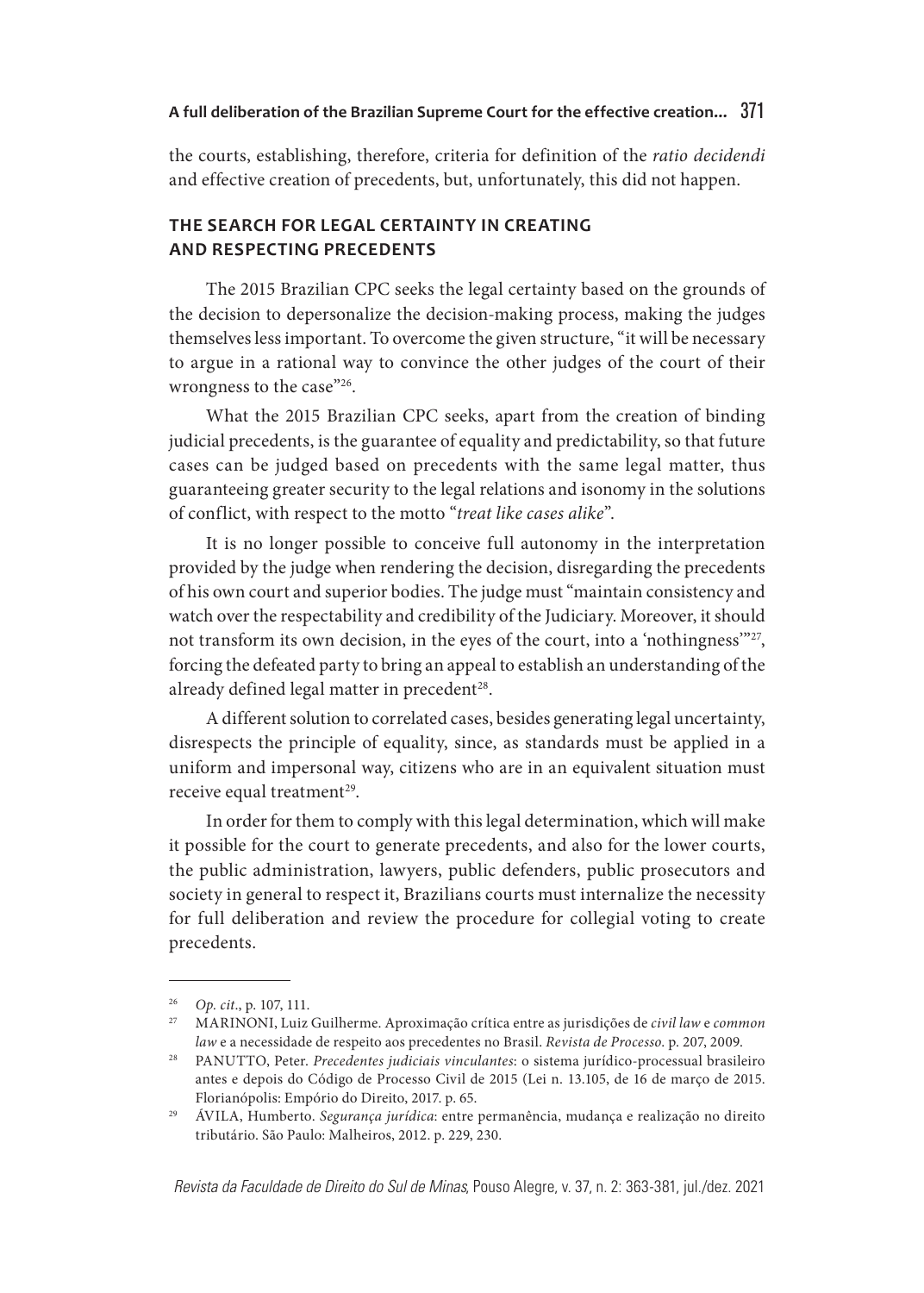the courts, establishing, therefore, criteria for definition of the *ratio decidendi* and effective creation of precedents, but, unfortunately, this did not happen.

## THE SEARCH FOR LEGAL CERTAINTY IN CREATING AND RESPECTING PRECEDENTS

The 2015 Brazilian CPC seeks the legal certainty based on the grounds of the decision to depersonalize the decision-making process, making the judges themselves less important. To overcome the given structure, "it will be necessary to argue in a rational way to convince the other judges of the court of their wrongness to the case"[26].

What the 2015 Brazilian CPC seeks, apart from the creation of binding judicial precedents, is the guarantee of equality and predictability, so that future cases can be judged based on precedents with the same legal matter, thus guaranteeing greater security to the legal relations and isonomy in the solutions of conflict, with respect to the motto "*treat like cases alike*".

It is no longer possible to conceive full autonomy in the interpretation provided by the judge when rendering the decision, disregarding the precedents of his own court and superior bodies. The judge must "maintain consistency and watch over the respectability and credibility of the Judiciary. Moreover, it should not transform its own decision, in the eyes of the court, into a 'nothingness'"[27], forcing the defeated party to bring an appeal to establish an understanding of the already defined legal matter in precedent[28].

A different solution to correlated cases, besides generating legal uncertainty, disrespects the principle of equality, since, as standards must be applied in a uniform and impersonal way, citizens who are in an equivalent situation must receive equal treatment[29].

In order for them to comply with this legal determination, which will make it possible for the court to generate precedents, and also for the lower courts, the public administration, lawyers, public defenders, public prosecutors and society in general to respect it, Brazilians courts must internalize the necessity for full deliberation and review the procedure for collegial voting to create precedents.

---

[26] *Op. cit.*, p. 107, 111.

[27] MARINONI, Luiz Guilherme. Aproximação crítica entre as jurisdições de *civil law* e *common law* e a necessidade de respeito aos precedentes no Brasil. *Revista de Processo*. p. 207, 2009.

[28] PANUTTO, Peter. *Precedentes judiciais vinculantes*: o sistema jurídico-processual brasileiro antes e depois do Código de Processo Civil de 2015 (Lei n. 13.105, de 16 de março de 2015. Florianópolis: Empório do Direito, 2017. p. 65.

[29] ÁVILA, Humberto. *Segurança jurídica*: entre permanência, mudança e realização no direito tributário. São Paulo: Malheiros, 2012. p. 229, 230.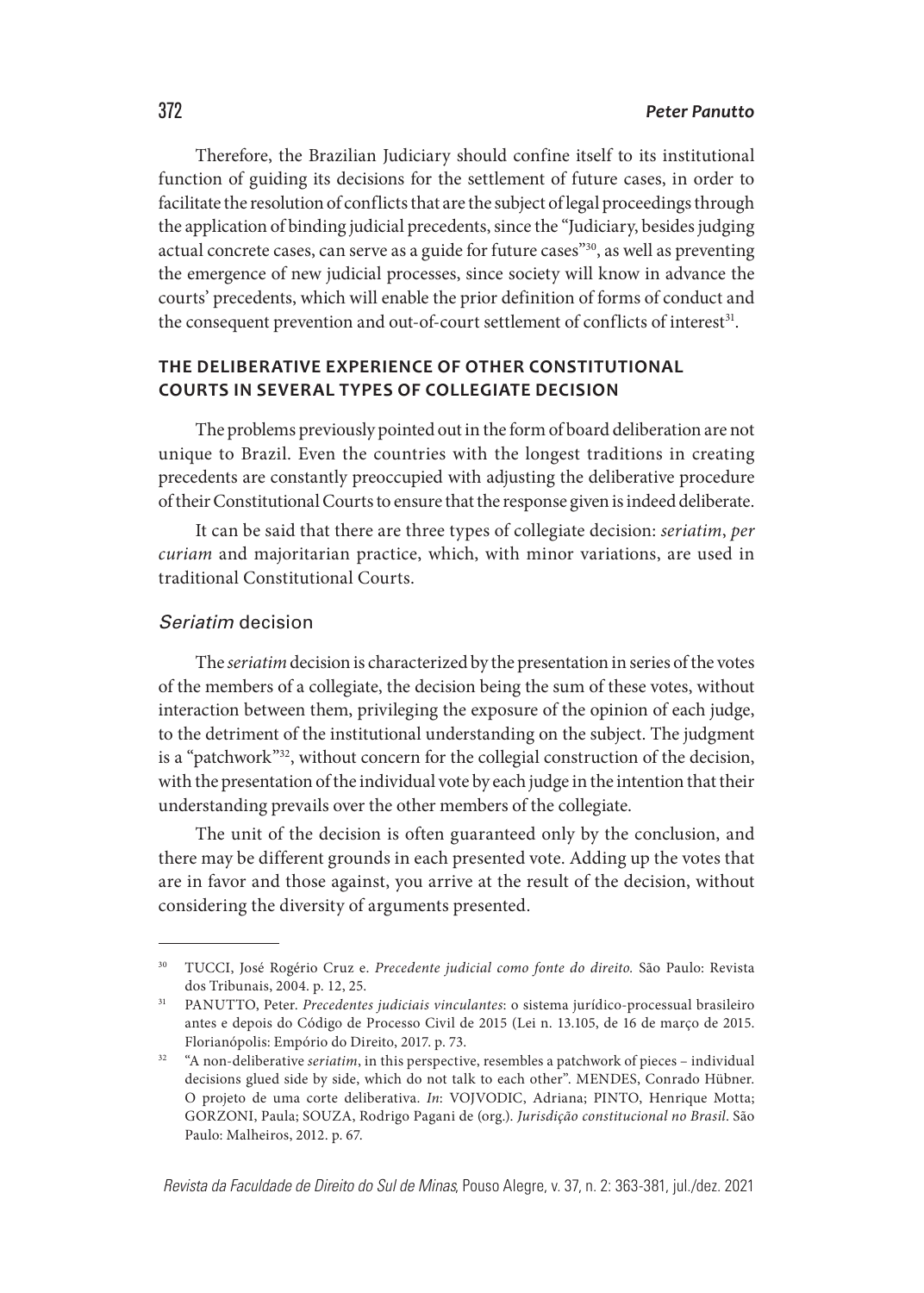Therefore, the Brazilian Judiciary should confine itself to its institutional function of guiding its decisions for the settlement of future cases, in order to facilitate the resolution of conflicts that are the subject of legal proceedings through the application of binding judicial precedents, since the "Judiciary, besides judging actual concrete cases, can serve as a guide for future cases"[30], as well as preventing the emergence of new judicial processes, since society will know in advance the courts' precedents, which will enable the prior definition of forms of conduct and the consequent prevention and out-of-court settlement of conflicts of interest[31].

## THE DELIBERATIVE EXPERIENCE OF OTHER CONSTITUTIONAL COURTS IN SEVERAL TYPES OF COLLEGIATE DECISION

The problems previously pointed out in the form of board deliberation are not unique to Brazil. Even the countries with the longest traditions in creating precedents are constantly preoccupied with adjusting the deliberative procedure of their Constitutional Courts to ensure that the response given is indeed deliberate.

It can be said that there are three types of collegiate decision: *seriatim*, *per curiam* and majoritarian practice, which, with minor variations, are used in traditional Constitutional Courts.

### *Seriatim* decision

The *seriatim* decision is characterized by the presentation in series of the votes of the members of a collegiate, the decision being the sum of these votes, without interaction between them, privileging the exposure of the opinion of each judge, to the detriment of the institutional understanding on the subject. The judgment is a "patchwork"[32], without concern for the collegial construction of the decision, with the presentation of the individual vote by each judge in the intention that their understanding prevails over the other members of the collegiate.

The unit of the decision is often guaranteed only by the conclusion, and there may be different grounds in each presented vote. Adding up the votes that are in favor and those against, you arrive at the result of the decision, without considering the diversity of arguments presented.

---

[30] TUCCI, José Rogério Cruz e. *Precedente judicial como fonte do direito.* São Paulo: Revista dos Tribunais, 2004. p. 12, 25.

[31] PANUTTO, Peter. *Precedentes judiciais vinculantes*: o sistema jurídico-processual brasileiro antes e depois do Código de Processo Civil de 2015 (Lei n. 13.105, de 16 de março de 2015. Florianópolis: Empório do Direito, 2017. p. 73.

[32] "A non-deliberative *seriatim*, in this perspective, resembles a patchwork of pieces – individual decisions glued side by side, which do not talk to each other". MENDES, Conrado Hübner. O projeto de uma corte deliberativa. *In*: VOJVODIC, Adriana; PINTO, Henrique Motta; GORZONI, Paula; SOUZA, Rodrigo Pagani de (org.). *Jurisdição constitucional no Brasil*. São Paulo: Malheiros, 2012. p. 67.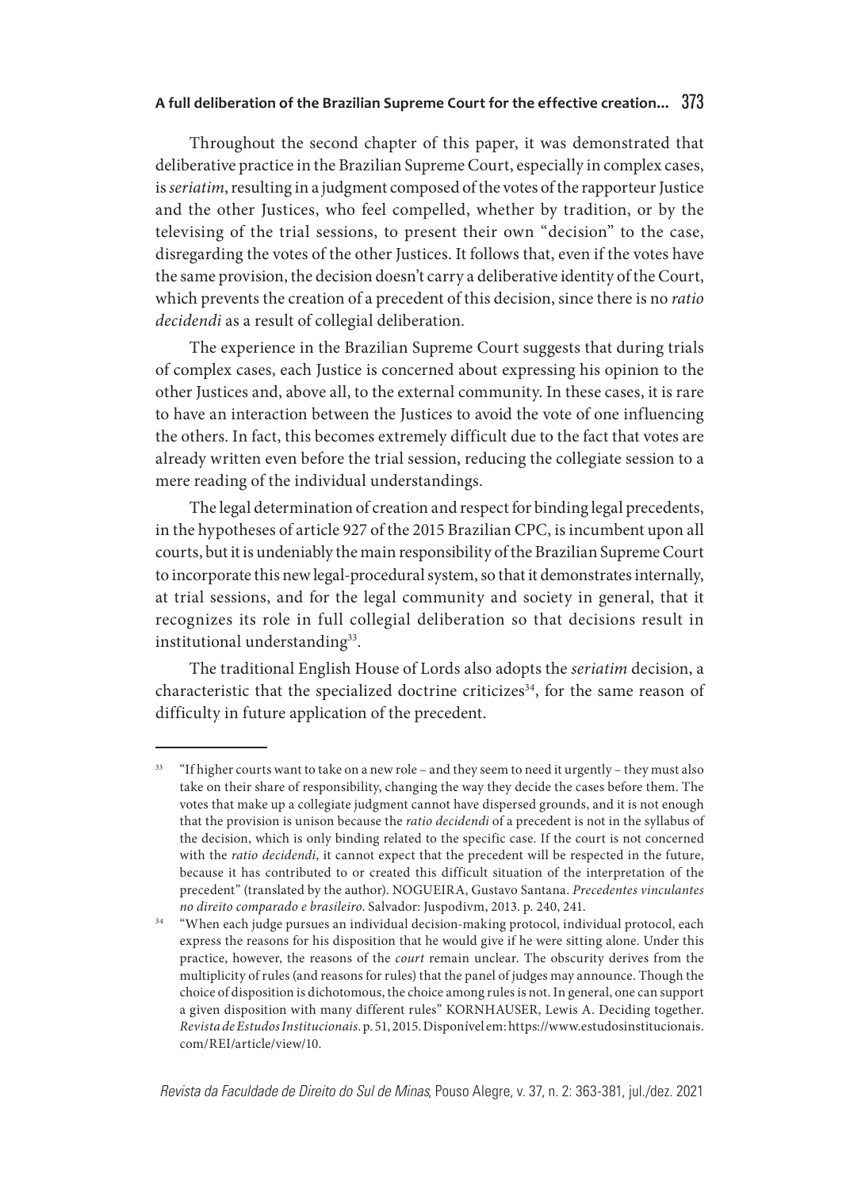Throughout the second chapter of this paper, it was demonstrated that deliberative practice in the Brazilian Supreme Court, especially in complex cases, is *seriatim*, resulting in a judgment composed of the votes of the rapporteur Justice and the other Justices, who feel compelled, whether by tradition, or by the televising of the trial sessions, to present their own "decision" to the case, disregarding the votes of the other Justices. It follows that, even if the votes have the same provision, the decision doesn't carry a deliberative identity of the Court, which prevents the creation of a precedent of this decision, since there is no *ratio decidendi* as a result of collegial deliberation.

The experience in the Brazilian Supreme Court suggests that during trials of complex cases, each Justice is concerned about expressing his opinion to the other Justices and, above all, to the external community. In these cases, it is rare to have an interaction between the Justices to avoid the vote of one influencing the others. In fact, this becomes extremely difficult due to the fact that votes are already written even before the trial session, reducing the collegiate session to a mere reading of the individual understandings.

The legal determination of creation and respect for binding legal precedents, in the hypotheses of article 927 of the 2015 Brazilian CPC, is incumbent upon all courts, but it is undeniably the main responsibility of the Brazilian Supreme Court to incorporate this new legal-procedural system, so that it demonstrates internally, at trial sessions, and for the legal community and society in general, that it recognizes its role in full collegial deliberation so that decisions result in institutional understanding[33].

The traditional English House of Lords also adopts the *seriatim* decision, a characteristic that the specialized doctrine criticizes[34], for the same reason of difficulty in future application of the precedent.

---

[33] "If higher courts want to take on a new role – and they seem to need it urgently – they must also take on their share of responsibility, changing the way they decide the cases before them. The votes that make up a collegiate judgment cannot have dispersed grounds, and it is not enough that the provision is unison because the *ratio decidendi* of a precedent is not in the syllabus of the decision, which is only binding related to the specific case. If the court is not concerned with the *ratio decidendi*, it cannot expect that the precedent will be respected in the future, because it has contributed to or created this difficult situation of the interpretation of the precedent" (translated by the author). NOGUEIRA, Gustavo Santana. *Precedentes vinculantes no direito comparado e brasileiro*. Salvador: Juspodivm, 2013. p. 240, 241.

[34] "When each judge pursues an individual decision-making protocol, individual protocol, each express the reasons for his disposition that he would give if he were sitting alone. Under this practice, however, the reasons of the *court* remain unclear. The obscurity derives from the multiplicity of rules (and reasons for rules) that the panel of judges may announce. Though the choice of disposition is dichotomous, the choice among rules is not. In general, one can support a given disposition with many different rules" KORNHAUSER, Lewis A. Deciding together. *Revista de Estudos Institucionais*. p. 51, 2015. Disponível em: https://www.estudosinstitucionais.com/REI/article/view/10.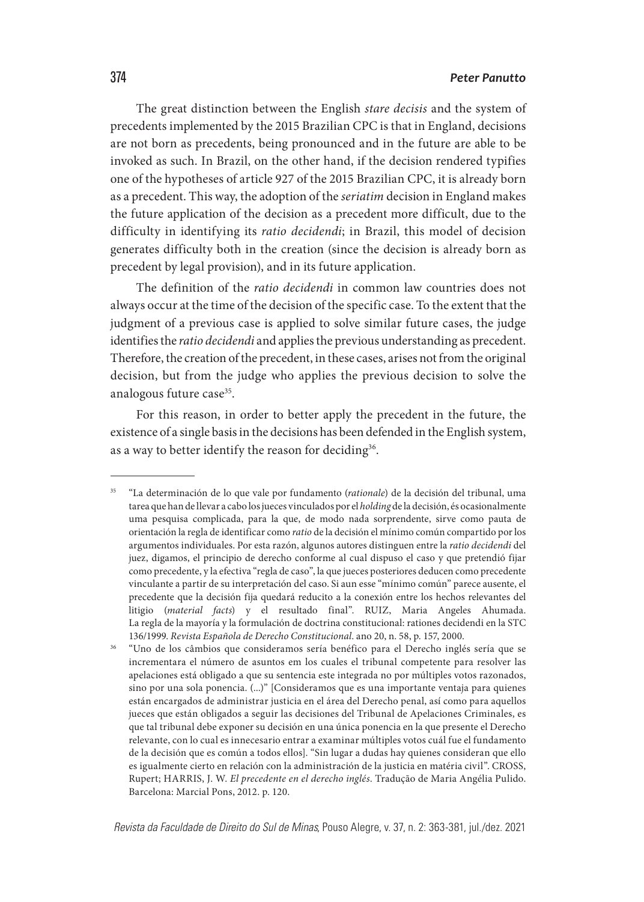The great distinction between the English *stare decisis* and the system of precedents implemented by the 2015 Brazilian CPC is that in England, decisions are not born as precedents, being pronounced and in the future are able to be invoked as such. In Brazil, on the other hand, if the decision rendered typifies one of the hypotheses of article 927 of the 2015 Brazilian CPC, it is already born as a precedent. This way, the adoption of the *seriatim* decision in England makes the future application of the decision as a precedent more difficult, due to the difficulty in identifying its *ratio decidendi*; in Brazil, this model of decision generates difficulty both in the creation (since the decision is already born as precedent by legal provision), and in its future application.

The definition of the *ratio decidendi* in common law countries does not always occur at the time of the decision of the specific case. To the extent that the judgment of a previous case is applied to solve similar future cases, the judge identifies the *ratio decidendi* and applies the previous understanding as precedent. Therefore, the creation of the precedent, in these cases, arises not from the original decision, but from the judge who applies the previous decision to solve the analogous future case[35].

For this reason, in order to better apply the precedent in the future, the existence of a single basis in the decisions has been defended in the English system, as a way to better identify the reason for deciding[36].

---

[35] "La determinación de lo que vale por fundamento (*rationale*) de la decisión del tribunal, uma tarea que han de llevar a cabo los jueces vinculados por el *holding* de la decisión, és ocasionalmente uma pesquisa complicada, para la que, de modo nada sorprendente, sirve como pauta de orientación la regla de identificar como *ratio* de la decisión el mínimo común compartido por los argumentos individuales. Por esta razón, algunos autores distinguen entre la *ratio decidendi* del juez, digamos, el principio de derecho conforme al cual dispuso el caso y que pretendió fijar como precedente, y la efectiva "regla de caso", la que jueces posteriores deducen como precedente vinculante a partir de su interpretación del caso. Si aun esse "mínimo común" parece ausente, el precedente que la decisión fija quedará reducito a la conexión entre los hechos relevantes del litigio (*material facts*) y el resultado final". RUIZ, Maria Angeles Ahumada. La regla de la mayoría y la formulación de doctrina constitucional: rationes decidendi en la STC 136/1999. *Revista Española de Derecho Constitucional*. ano 20, n. 58, p. 157, 2000.

[36] "Uno de los câmbios que consideramos sería benéfico para el Derecho inglés sería que se incrementara el número de asuntos em los cuales el tribunal competente para resolver las apelaciones está obligado a que su sentencia este integrada no por múltiples votos razonados, sino por una sola ponencia. (...)" [Consideramos que es una importante ventaja para quienes están encargados de administrar justicia en el área del Derecho penal, así como para aquellos jueces que están obligados a seguir las decisiones del Tribunal de Apelaciones Criminales, es que tal tribunal debe exponer su decisión en una única ponencia en la que presente el Derecho relevante, con lo cual es innecesario entrar a examinar múltiples votos cuál fue el fundamento de la decisión que es común a todos ellos]. "Sin lugar a dudas hay quienes consideran que ello es igualmente cierto en relación con la administración de la justicia en matéria civil". CROSS, Rupert; HARRIS, J. W. *El precedente en el derecho inglés*. Tradução de Maria Angélia Pulido. Barcelona: Marcial Pons, 2012. p. 120.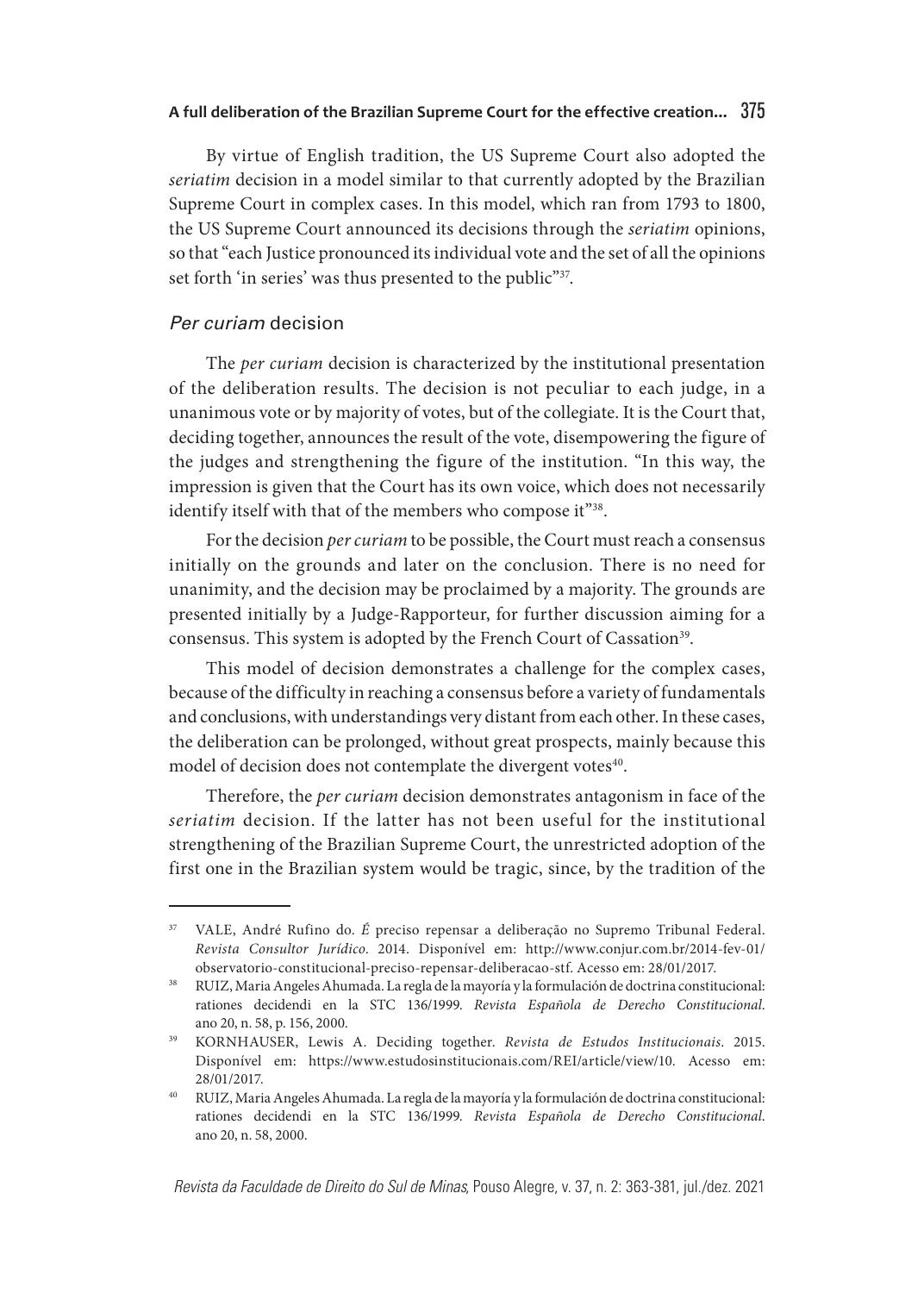By virtue of English tradition, the US Supreme Court also adopted the *seriatim* decision in a model similar to that currently adopted by the Brazilian Supreme Court in complex cases. In this model, which ran from 1793 to 1800, the US Supreme Court announced its decisions through the *seriatim* opinions, so that "each Justice pronounced its individual vote and the set of all the opinions set forth 'in series' was thus presented to the public"[37].

### *Per curiam* decision

The *per curiam* decision is characterized by the institutional presentation of the deliberation results. The decision is not peculiar to each judge, in a unanimous vote or by majority of votes, but of the collegiate. It is the Court that, deciding together, announces the result of the vote, disempowering the figure of the judges and strengthening the figure of the institution. "In this way, the impression is given that the Court has its own voice, which does not necessarily identify itself with that of the members who compose it"[38].

For the decision *per curiam* to be possible, the Court must reach a consensus initially on the grounds and later on the conclusion. There is no need for unanimity, and the decision may be proclaimed by a majority. The grounds are presented initially by a Judge-Rapporteur, for further discussion aiming for a consensus. This system is adopted by the French Court of Cassation[39].

This model of decision demonstrates a challenge for the complex cases, because of the difficulty in reaching a consensus before a variety of fundamentals and conclusions, with understandings very distant from each other. In these cases, the deliberation can be prolonged, without great prospects, mainly because this model of decision does not contemplate the divergent votes[40].

Therefore, the *per curiam* decision demonstrates antagonism in face of the *seriatim* decision. If the latter has not been useful for the institutional strengthening of the Brazilian Supreme Court, the unrestricted adoption of the first one in the Brazilian system would be tragic, since, by the tradition of the

---

[37] VALE, André Rufino do. *É* preciso repensar a deliberação no Supremo Tribunal Federal. *Revista Consultor Jurídico*. 2014. Disponível em: http://www.conjur.com.br/2014-fev-01/observatorio-constitucional-preciso-repensar-deliberacao-stf. Acesso em: 28/01/2017.

[38] RUIZ, Maria Angeles Ahumada. La regla de la mayoría y la formulación de doctrina constitucional: rationes decidendi en la STC 136/1999. *Revista Española de Derecho Constitucional*. ano 20, n. 58, p. 156, 2000.

[39] KORNHAUSER, Lewis A. Deciding together. *Revista de Estudos Institucionais*. 2015. Disponível em: https://www.estudosinstitucionais.com/REI/article/view/10. Acesso em: 28/01/2017.

[40] RUIZ, Maria Angeles Ahumada. La regla de la mayoría y la formulación de doctrina constitucional: rationes decidendi en la STC 136/1999. *Revista Española de Derecho Constitucional*. ano 20, n. 58, 2000.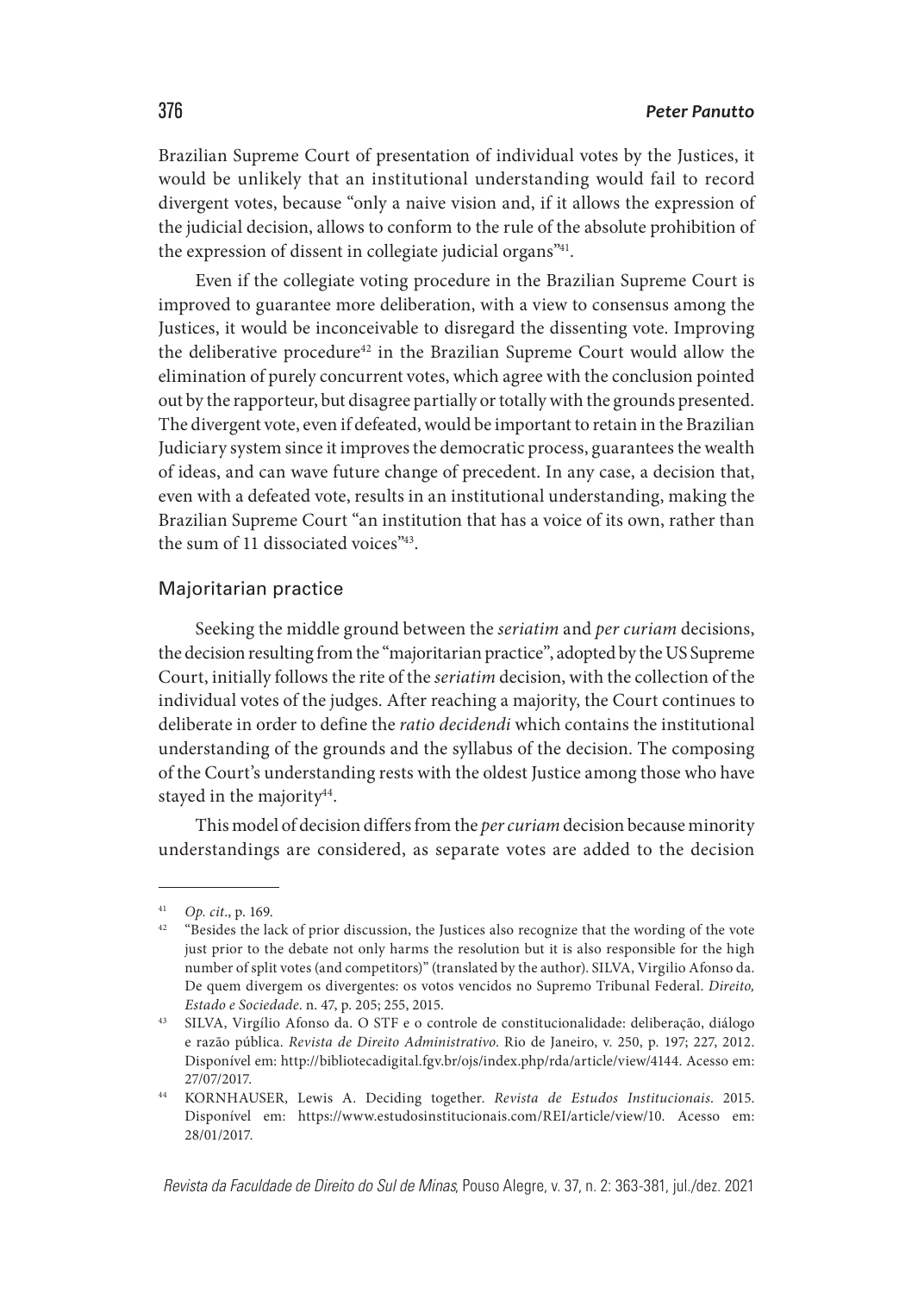Brazilian Supreme Court of presentation of individual votes by the Justices, it would be unlikely that an institutional understanding would fail to record divergent votes, because "only a naive vision and, if it allows the expression of the judicial decision, allows to conform to the rule of the absolute prohibition of the expression of dissent in collegiate judicial organs"[41].

Even if the collegiate voting procedure in the Brazilian Supreme Court is improved to guarantee more deliberation, with a view to consensus among the Justices, it would be inconceivable to disregard the dissenting vote. Improving the deliberative procedure[42] in the Brazilian Supreme Court would allow the elimination of purely concurrent votes, which agree with the conclusion pointed out by the rapporteur, but disagree partially or totally with the grounds presented. The divergent vote, even if defeated, would be important to retain in the Brazilian Judiciary system since it improves the democratic process, guarantees the wealth of ideas, and can wave future change of precedent. In any case, a decision that, even with a defeated vote, results in an institutional understanding, making the Brazilian Supreme Court "an institution that has a voice of its own, rather than the sum of 11 dissociated voices"[43].

## Majoritarian practice

Seeking the middle ground between the *seriatim* and *per curiam* decisions, the decision resulting from the "majoritarian practice", adopted by the US Supreme Court, initially follows the rite of the *seriatim* decision, with the collection of the individual votes of the judges. After reaching a majority, the Court continues to deliberate in order to define the *ratio decidendi* which contains the institutional understanding of the grounds and the syllabus of the decision. The composing of the Court's understanding rests with the oldest Justice among those who have stayed in the majority[44].

This model of decision differs from the *per curiam* decision because minority understandings are considered, as separate votes are added to the decision

---

[41] *Op. cit*., p. 169.

[42] "Besides the lack of prior discussion, the Justices also recognize that the wording of the vote just prior to the debate not only harms the resolution but it is also responsible for the high number of split votes (and competitors)" (translated by the author). SILVA, Virgilio Afonso da. De quem divergem os divergentes: os votos vencidos no Supremo Tribunal Federal. *Direito, Estado e Sociedade*. n. 47, p. 205; 255, 2015.

[43] SILVA, Virgílio Afonso da. O STF e o controle de constitucionalidade: deliberação, diálogo e razão pública. *Revista de Direito Administrativo*. Rio de Janeiro, v. 250, p. 197; 227, 2012. Disponível em: http://bibliotecadigital.fgv.br/ojs/index.php/rda/article/view/4144. Acesso em: 27/07/2017.

[44] KORNHAUSER, Lewis A. Deciding together. *Revista de Estudos Institucionais*. 2015. Disponível em: https://www.estudosinstitucionais.com/REI/article/view/10. Acesso em: 28/01/2017.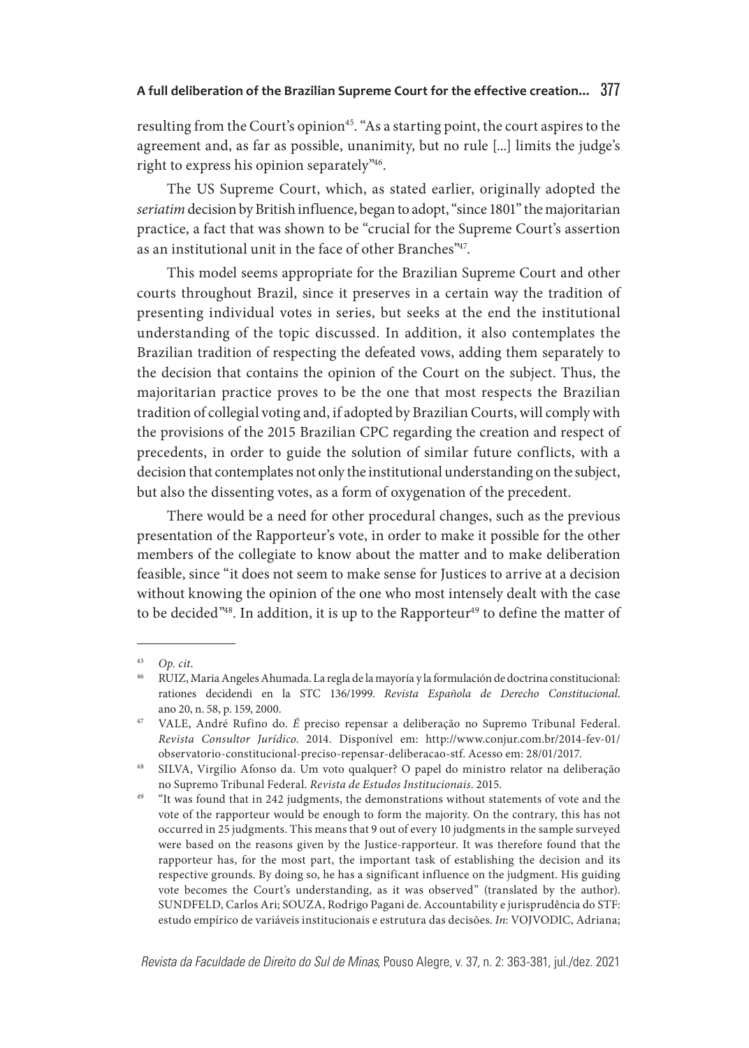resulting from the Court's opinion[45]. "As a starting point, the court aspires to the agreement and, as far as possible, unanimity, but no rule [...] limits the judge's right to express his opinion separately"[46].

The US Supreme Court, which, as stated earlier, originally adopted the *seriatim* decision by British influence, began to adopt, "since 1801" the majoritarian practice, a fact that was shown to be "crucial for the Supreme Court's assertion as an institutional unit in the face of other Branches"[47].

This model seems appropriate for the Brazilian Supreme Court and other courts throughout Brazil, since it preserves in a certain way the tradition of presenting individual votes in series, but seeks at the end the institutional understanding of the topic discussed. In addition, it also contemplates the Brazilian tradition of respecting the defeated vows, adding them separately to the decision that contains the opinion of the Court on the subject. Thus, the majoritarian practice proves to be the one that most respects the Brazilian tradition of collegial voting and, if adopted by Brazilian Courts, will comply with the provisions of the 2015 Brazilian CPC regarding the creation and respect of precedents, in order to guide the solution of similar future conflicts, with a decision that contemplates not only the institutional understanding on the subject, but also the dissenting votes, as a form of oxygenation of the precedent.

There would be a need for other procedural changes, such as the previous presentation of the Rapporteur's vote, in order to make it possible for the other members of the collegiate to know about the matter and to make deliberation feasible, since "it does not seem to make sense for Justices to arrive at a decision without knowing the opinion of the one who most intensely dealt with the case to be decided"[48]. In addition, it is up to the Rapporteur[49] to define the matter of

---

[45] *Op. cit*.

[46] RUIZ, Maria Angeles Ahumada. La regla de la mayoría y la formulación de doctrina constitucional: rationes decidendi en la STC 136/1999. *Revista Española de Derecho Constitucional*. ano 20, n. 58, p. 159, 2000.

[47] VALE, André Rufino do. *É* preciso repensar a deliberação no Supremo Tribunal Federal. *Revista Consultor Jurídico*. 2014. Disponível em: http://www.conjur.com.br/2014-fev-01/observatorio-constitucional-preciso-repensar-deliberacao-stf. Acesso em: 28/01/2017.

[48] SILVA, Virgílio Afonso da. Um voto qualquer? O papel do ministro relator na deliberação no Supremo Tribunal Federal. *Revista de Estudos Institucionais*. 2015.

[49] "It was found that in 242 judgments, the demonstrations without statements of vote and the vote of the rapporteur would be enough to form the majority. On the contrary, this has not occurred in 25 judgments. This means that 9 out of every 10 judgments in the sample surveyed were based on the reasons given by the Justice-rapporteur. It was therefore found that the rapporteur has, for the most part, the important task of establishing the decision and its respective grounds. By doing so, he has a significant influence on the judgment. His guiding vote becomes the Court's understanding, as it was observed" (translated by the author). SUNDFELD, Carlos Ari; SOUZA, Rodrigo Pagani de. Accountability e jurisprudência do STF: estudo empírico de variáveis institucionais e estrutura das decisões. *In*: VOJVODIC, Adriana;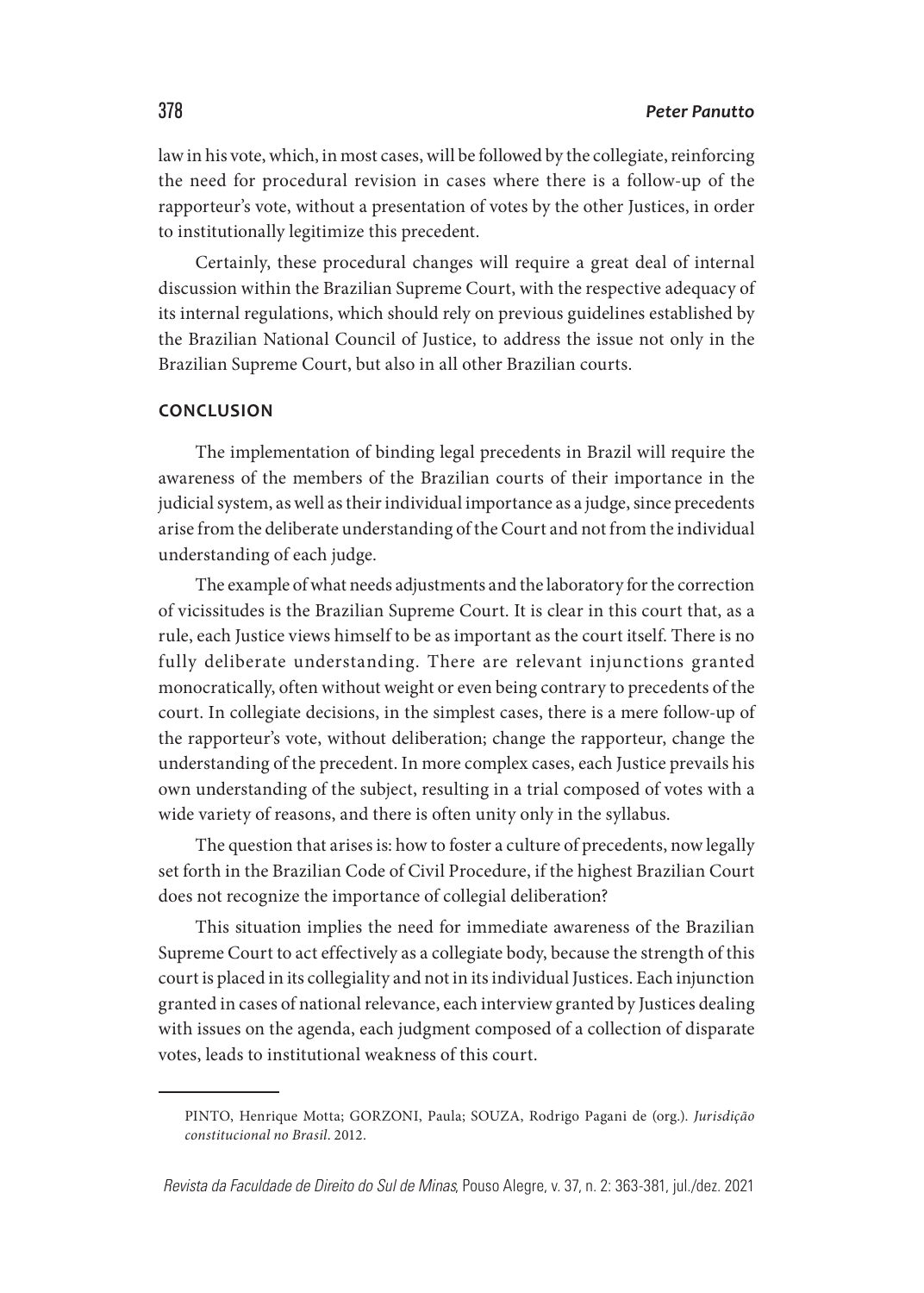law in his vote, which, in most cases, will be followed by the collegiate, reinforcing the need for procedural revision in cases where there is a follow-up of the rapporteur's vote, without a presentation of votes by the other Justices, in order to institutionally legitimize this precedent.

Certainly, these procedural changes will require a great deal of internal discussion within the Brazilian Supreme Court, with the respective adequacy of its internal regulations, which should rely on previous guidelines established by the Brazilian National Council of Justice, to address the issue not only in the Brazilian Supreme Court, but also in all other Brazilian courts.

## CONCLUSION

The implementation of binding legal precedents in Brazil will require the awareness of the members of the Brazilian courts of their importance in the judicial system, as well as their individual importance as a judge, since precedents arise from the deliberate understanding of the Court and not from the individual understanding of each judge.

The example of what needs adjustments and the laboratory for the correction of vicissitudes is the Brazilian Supreme Court. It is clear in this court that, as a rule, each Justice views himself to be as important as the court itself. There is no fully deliberate understanding. There are relevant injunctions granted monocratically, often without weight or even being contrary to precedents of the court. In collegiate decisions, in the simplest cases, there is a mere follow-up of the rapporteur's vote, without deliberation; change the rapporteur, change the understanding of the precedent. In more complex cases, each Justice prevails his own understanding of the subject, resulting in a trial composed of votes with a wide variety of reasons, and there is often unity only in the syllabus.

The question that arises is: how to foster a culture of precedents, now legally set forth in the Brazilian Code of Civil Procedure, if the highest Brazilian Court does not recognize the importance of collegial deliberation?

This situation implies the need for immediate awareness of the Brazilian Supreme Court to act effectively as a collegiate body, because the strength of this court is placed in its collegiality and not in its individual Justices. Each injunction granted in cases of national relevance, each interview granted by Justices dealing with issues on the agenda, each judgment composed of a collection of disparate votes, leads to institutional weakness of this court.

---

PINTO, Henrique Motta; GORZONI, Paula; SOUZA, Rodrigo Pagani de (org.). *Jurisdição constitucional no Brasil*. 2012.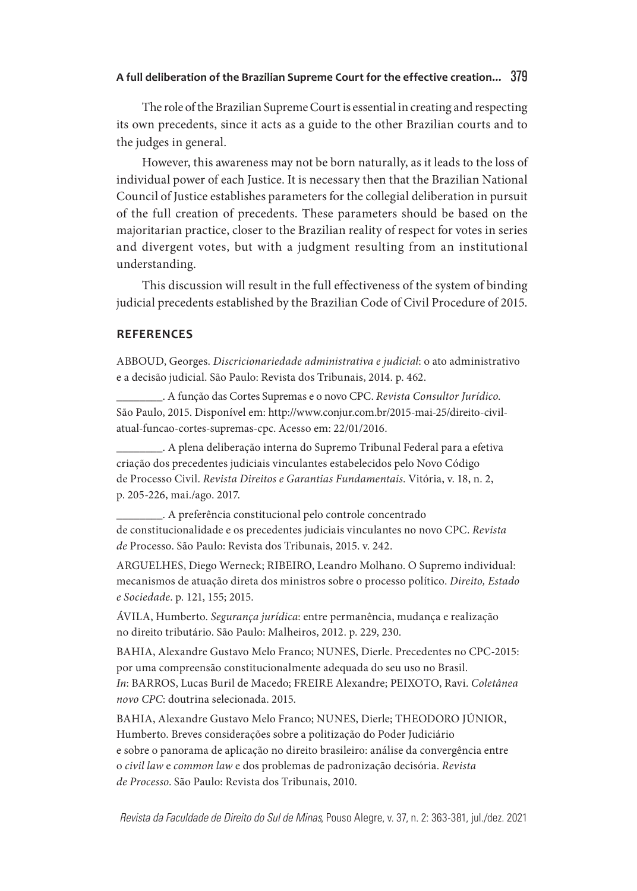The role of the Brazilian Supreme Court is essential in creating and respecting its own precedents, since it acts as a guide to the other Brazilian courts and to the judges in general.

However, this awareness may not be born naturally, as it leads to the loss of individual power of each Justice. It is necessary then that the Brazilian National Council of Justice establishes parameters for the collegial deliberation in pursuit of the full creation of precedents. These parameters should be based on the majoritarian practice, closer to the Brazilian reality of respect for votes in series and divergent votes, but with a judgment resulting from an institutional understanding.

This discussion will result in the full effectiveness of the system of binding judicial precedents established by the Brazilian Code of Civil Procedure of 2015.

## REFERENCES

ABBOUD, Georges. *Discricionariedade administrativa e judicial*: o ato administrativo e a decisão judicial. São Paulo: Revista dos Tribunais, 2014. p. 462.

________. A função das Cortes Supremas e o novo CPC. *Revista Consultor Jurídico*. São Paulo, 2015. Disponível em: http://www.conjur.com.br/2015-mai-25/direito-civil-atual-funcao-cortes-supremas-cpc. Acesso em: 22/01/2016.

________. A plena deliberação interna do Supremo Tribunal Federal para a efetiva criação dos precedentes judiciais vinculantes estabelecidos pelo Novo Código de Processo Civil. *Revista Direitos e Garantias Fundamentais*. Vitória, v. 18, n. 2, p. 205-226, mai./ago. 2017.

________. A preferência constitucional pelo controle concentrado de constitucionalidade e os precedentes judiciais vinculantes no novo CPC. *Revista de* Processo. São Paulo: Revista dos Tribunais, 2015. v. 242.

ARGUELHES, Diego Werneck; RIBEIRO, Leandro Molhano. O Supremo individual: mecanismos de atuação direta dos ministros sobre o processo político. *Direito, Estado e Sociedade*. p. 121, 155; 2015.

ÁVILA, Humberto. *Segurança jurídica*: entre permanência, mudança e realização no direito tributário. São Paulo: Malheiros, 2012. p. 229, 230.

BAHIA, Alexandre Gustavo Melo Franco; NUNES, Dierle. Precedentes no CPC-2015: por uma compreensão constitucionalmente adequada do seu uso no Brasil. *In*: BARROS, Lucas Buril de Macedo; FREIRE Alexandre; PEIXOTO, Ravi. *Coletânea novo CPC*: doutrina selecionada. 2015.

BAHIA, Alexandre Gustavo Melo Franco; NUNES, Dierle; THEODORO JÚNIOR, Humberto. Breves considerações sobre a politização do Poder Judiciário e sobre o panorama de aplicação no direito brasileiro: análise da convergência entre o *civil law* e *common law* e dos problemas de padronização decisória. *Revista de Processo*. São Paulo: Revista dos Tribunais, 2010.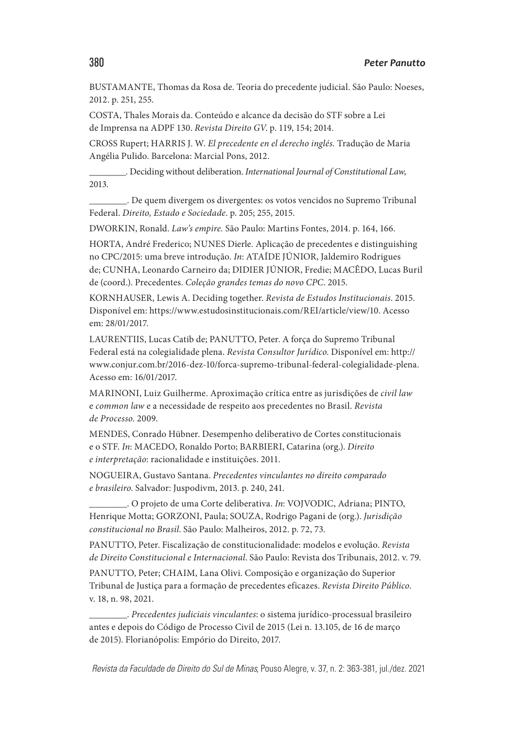BUSTAMANTE, Thomas da Rosa de. Teoria do precedente judicial. São Paulo: Noeses, 2012. p. 251, 255.

COSTA, Thales Morais da. Conteúdo e alcance da decisão do STF sobre a Lei de Imprensa na ADPF 130. *Revista Direito GV*. p. 119, 154; 2014.

CROSS Rupert; HARRIS J. W. *El precedente en el derecho inglés.* Tradução de Maria Angélia Pulido. Barcelona: Marcial Pons, 2012.

________. Deciding without deliberation. *International Journal of Constitutional Law*, 2013.

________. De quem divergem os divergentes: os votos vencidos no Supremo Tribunal Federal. *Direito, Estado e Sociedade*. p. 205; 255, 2015.

DWORKIN, Ronald. *Law's empire.* São Paulo: Martins Fontes, 2014. p. 164, 166.

HORTA, André Frederico; NUNES Dierle. Aplicação de precedentes e distinguishing no CPC/2015: uma breve introdução. *In*: ATAÍDE JÚNIOR, Jaldemiro Rodrigues de; CUNHA, Leonardo Carneiro da; DIDIER JÚNIOR, Fredie; MACÊDO, Lucas Buril de (coord.). Precedentes. *Coleção grandes temas do novo CPC*. 2015.

KORNHAUSER, Lewis A. Deciding together. *Revista de Estudos Institucionais*. 2015. Disponível em: https://www.estudosinstitucionais.com/REI/article/view/10. Acesso em: 28/01/2017.

LAURENTIIS, Lucas Catib de; PANUTTO, Peter. A força do Supremo Tribunal Federal está na colegialidade plena. *Revista Consultor Jurídico*. Disponível em: http://www.conjur.com.br/2016-dez-10/forca-supremo-tribunal-federal-colegialidade-plena. Acesso em: 16/01/2017.

MARINONI, Luiz Guilherme. Aproximação crítica entre as jurisdições de *civil law* e *common law* e a necessidade de respeito aos precedentes no Brasil. *Revista de Processo*. 2009.

MENDES, Conrado Hübner. Desempenho deliberativo de Cortes constitucionais e o STF. *In*: MACEDO, Ronaldo Porto; BARBIERI, Catarina (org.). *Direito e interpretação*: racionalidade e instituições. 2011.

NOGUEIRA, Gustavo Santana. *Precedentes vinculantes no direito comparado e brasileiro.* Salvador: Juspodivm, 2013. p. 240, 241.

________. O projeto de uma Corte deliberativa. *In*: VOJVODIC, Adriana; PINTO, Henrique Motta; GORZONI, Paula; SOUZA, Rodrigo Pagani de (org.). *Jurisdição constitucional no Brasil*. São Paulo: Malheiros, 2012. p. 72, 73.

PANUTTO, Peter. Fiscalização de constitucionalidade: modelos e evolução. *Revista de Direito Constitucional e Internacional*. São Paulo: Revista dos Tribunais, 2012. v. 79.

PANUTTO, Peter; CHAIM, Lana Olivi. Composição e organização do Superior Tribunal de Justiça para a formação de precedentes eficazes. *Revista Direito Público*. v. 18, n. 98, 2021.

________. *Precedentes judiciais vinculantes*: o sistema jurídico-processual brasileiro antes e depois do Código de Processo Civil de 2015 (Lei n. 13.105, de 16 de março de 2015). Florianópolis: Empório do Direito, 2017.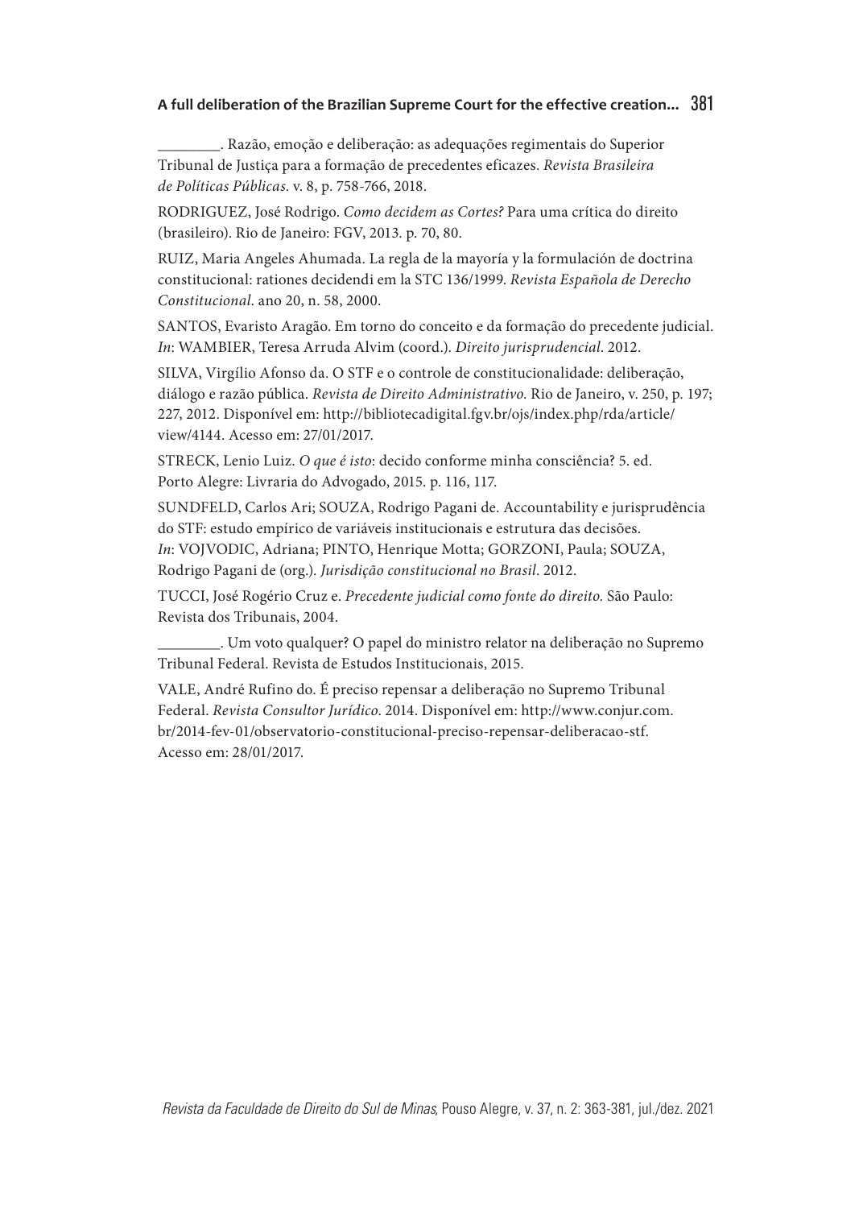________. Razão, emoção e deliberação: as adequações regimentais do Superior Tribunal de Justiça para a formação de precedentes eficazes. *Revista Brasileira de Políticas Públicas*. v. 8, p. 758-766, 2018.

RODRIGUEZ, José Rodrigo. *Como decidem as Cortes?* Para uma crítica do direito (brasileiro). Rio de Janeiro: FGV, 2013. p. 70, 80.

RUIZ, Maria Angeles Ahumada. La regla de la mayoría y la formulación de doctrina constitucional: rationes decidendi em la STC 136/1999. *Revista Española de Derecho Constitucional*. ano 20, n. 58, 2000.

SANTOS, Evaristo Aragão. Em torno do conceito e da formação do precedente judicial. *In*: WAMBIER, Teresa Arruda Alvim (coord.). *Direito jurisprudencial*. 2012.

SILVA, Virgílio Afonso da. O STF e o controle de constitucionalidade: deliberação, diálogo e razão pública. *Revista de Direito Administrativo*. Rio de Janeiro, v. 250, p. 197; 227, 2012. Disponível em: http://bibliotecadigital.fgv.br/ojs/index.php/rda/article/view/4144. Acesso em: 27/01/2017.

STRECK, Lenio Luiz. *O que é isto*: decido conforme minha consciência? 5. ed. Porto Alegre: Livraria do Advogado, 2015. p. 116, 117.

SUNDFELD, Carlos Ari; SOUZA, Rodrigo Pagani de. Accountability e jurisprudência do STF: estudo empírico de variáveis institucionais e estrutura das decisões. *In*: VOJVODIC, Adriana; PINTO, Henrique Motta; GORZONI, Paula; SOUZA, Rodrigo Pagani de (org.). *Jurisdição constitucional no Brasil*. 2012.

TUCCI, José Rogério Cruz e. *Precedente judicial como fonte do direito.* São Paulo: Revista dos Tribunais, 2004.

________. Um voto qualquer? O papel do ministro relator na deliberação no Supremo Tribunal Federal. Revista de Estudos Institucionais, 2015.

VALE, André Rufino do. É preciso repensar a deliberação no Supremo Tribunal Federal. *Revista Consultor Jurídico*. 2014. Disponível em: http://www.conjur.com.br/2014-fev-01/observatorio-constitucional-preciso-repensar-deliberacao-stf. Acesso em: 28/01/2017.